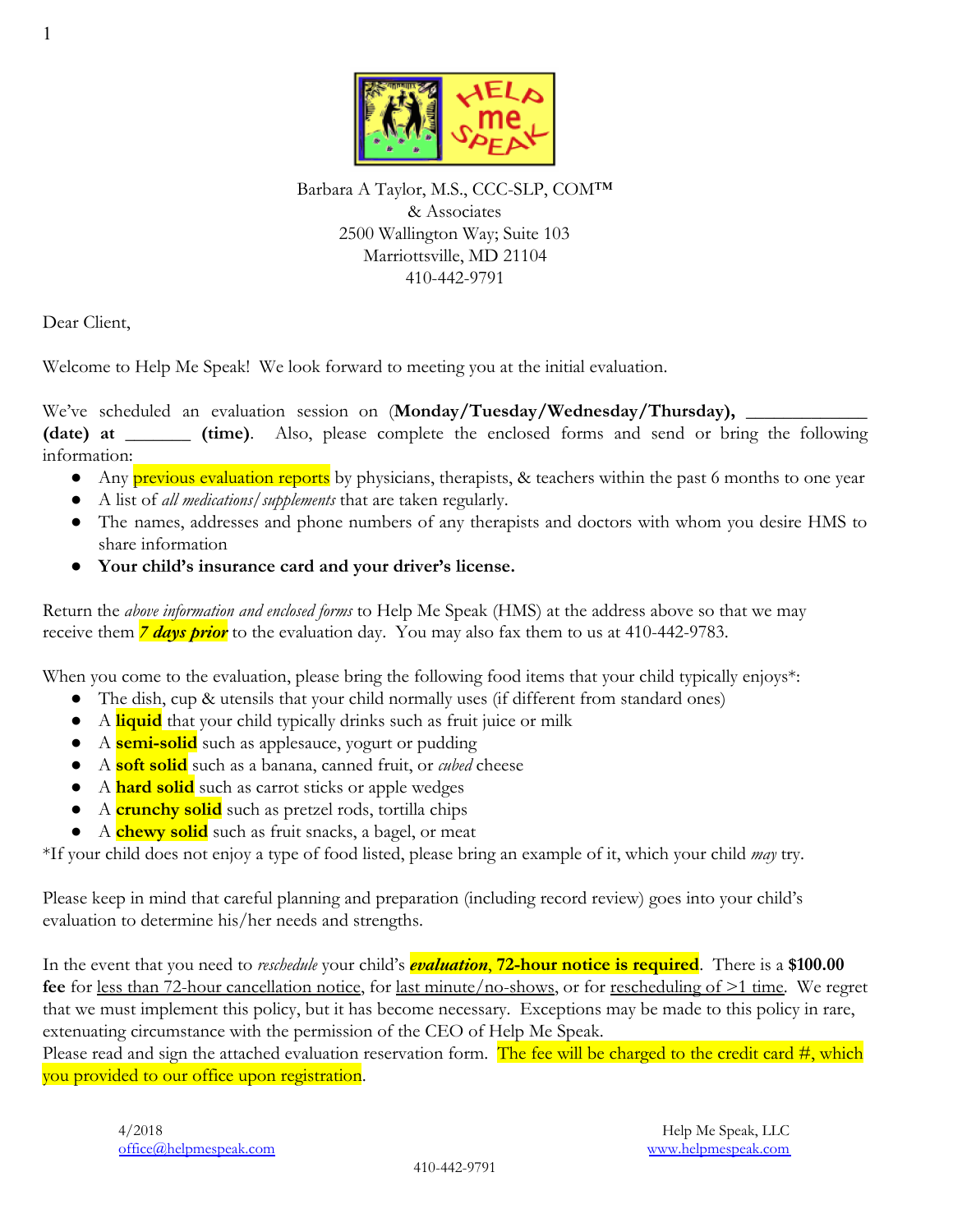Barbara A Taylor, M.S., CCC-SLP, COM™
& Associates
2500 Wallington Way; Suite 103
Marriottsville, MD 21104
410-442-9791

Dear Client,

Welcome to Help Me Speak! We look forward to meeting you at the initial evaluation.

We've scheduled an evaluation session on (**Monday/Tuesday/Wednesday/Thursday),** ____________ **(date) at** _______ **(time)**. Also, please complete the enclosed forms and send or bring the following information:

- Any previous evaluation reports by physicians, therapists, & teachers within the past 6 months to one year
- A list of *all medications/supplements* that are taken regularly.
- The names, addresses and phone numbers of any therapists and doctors with whom you desire HMS to share information
- **Your child's insurance card and your driver's license.**

Return the *above information and enclosed forms* to Help Me Speak (HMS) at the address above so that we may receive them ***7 days prior*** to the evaluation day. You may also fax them to us at 410-442-9783.

When you come to the evaluation, please bring the following food items that your child typically enjoys*:

- The dish, cup & utensils that your child normally uses (if different from standard ones)
- A **liquid** that your child typically drinks such as fruit juice or milk
- A **semi-solid** such as applesauce, yogurt or pudding
- A **soft solid** such as a banana, canned fruit, or *cubed* cheese
- A **hard solid** such as carrot sticks or apple wedges
- A **crunchy solid** such as pretzel rods, tortilla chips
- A **chewy solid** such as fruit snacks, a bagel, or meat

*If your child does not enjoy a type of food listed, please bring an example of it, which your child *may* try.

Please keep in mind that careful planning and preparation (including record review) goes into your child's evaluation to determine his/her needs and strengths.

In the event that you need to *reschedule* your child's ***evaluation*****, 72-hour notice is required**. There is a **$100.00 fee** for less than 72-hour cancellation notice, for last minute/no-shows, or for rescheduling of >1 time. We regret that we must implement this policy, but it has become necessary. Exceptions may be made to this policy in rare, extenuating circumstance with the permission of the CEO of Help Me Speak.
Please read and sign the attached evaluation reservation form. The fee will be charged to the credit card #, which you provided to our office upon registration.

4/2018 | Help Me Speak, LLC
office@helpmespeak.com | www.helpmespeak.com
410-442-9791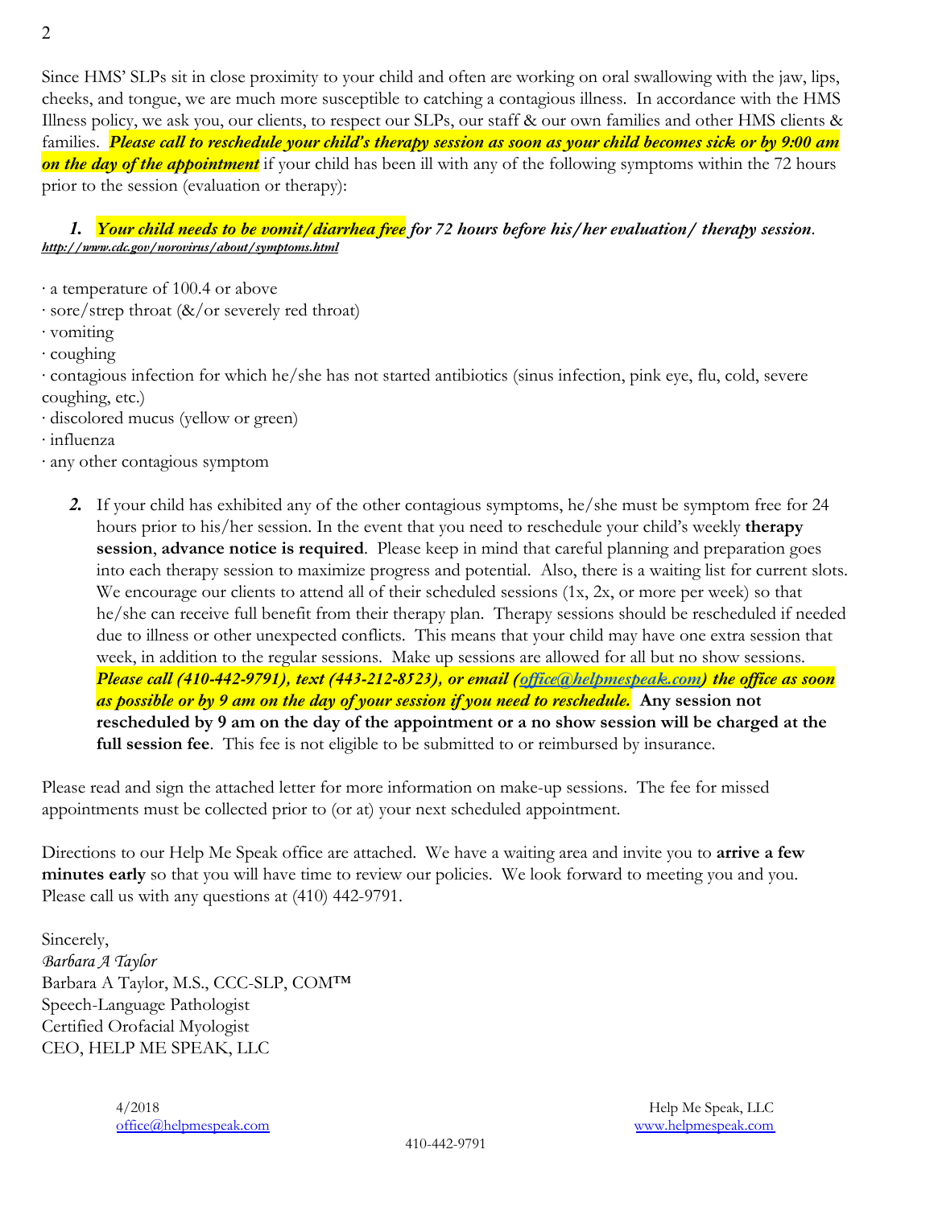Since HMS' SLPs sit in close proximity to your child and often are working on oral swallowing with the jaw, lips, cheeks, and tongue, we are much more susceptible to catching a contagious illness. In accordance with the HMS Illness policy, we ask you, our clients, to respect our SLPs, our staff & our own families and other HMS clients & families. ***Please call to reschedule your child's therapy session as soon as your child becomes sick or by 9:00 am on the day of the appointment*** if your child has been ill with any of the following symptoms within the 72 hours prior to the session (evaluation or therapy):

1. ***Your child needs to be vomit/diarrhea free for 72 hours before his/her evaluation/ therapy session****.* ***http://www.cdc.gov/norovirus/about/symptoms.html***

· a temperature of 100.4 or above
· sore/strep throat (&/or severely red throat)
· vomiting
· coughing
· contagious infection for which he/she has not started antibiotics (sinus infection, pink eye, flu, cold, severe coughing, etc.)
· discolored mucus (yellow or green)
· influenza
· any other contagious symptom

2. If your child has exhibited any of the other contagious symptoms, he/she must be symptom free for 24 hours prior to his/her session. In the event that you need to reschedule your child's weekly **therapy session**, **advance notice is required**. Please keep in mind that careful planning and preparation goes into each therapy session to maximize progress and potential. Also, there is a waiting list for current slots. We encourage our clients to attend all of their scheduled sessions (1x, 2x, or more per week) so that he/she can receive full benefit from their therapy plan. Therapy sessions should be rescheduled if needed due to illness or other unexpected conflicts. This means that your child may have one extra session that week, in addition to the regular sessions. Make up sessions are allowed for all but no show sessions. ***Please call (410-442-9791), text (443-212-8523), or email (office@helpmespeak.com) the office as soon as possible or by 9 am on the day of your session if you need to reschedule.*** **Any session not rescheduled by 9 am on the day of the appointment or a no show session will be charged at the full session fee**. This fee is not eligible to be submitted to or reimbursed by insurance.

Please read and sign the attached letter for more information on make-up sessions. The fee for missed appointments must be collected prior to (or at) your next scheduled appointment.

Directions to our Help Me Speak office are attached. We have a waiting area and invite you to **arrive a few minutes early** so that you will have time to review our policies. We look forward to meeting you and you. Please call us with any questions at (410) 442-9791.

Sincerely,
*Barbara A Taylor*
Barbara A Taylor, M.S., CCC-SLP, COM™
Speech-Language Pathologist
Certified Orofacial Myologist
CEO, HELP ME SPEAK, LLC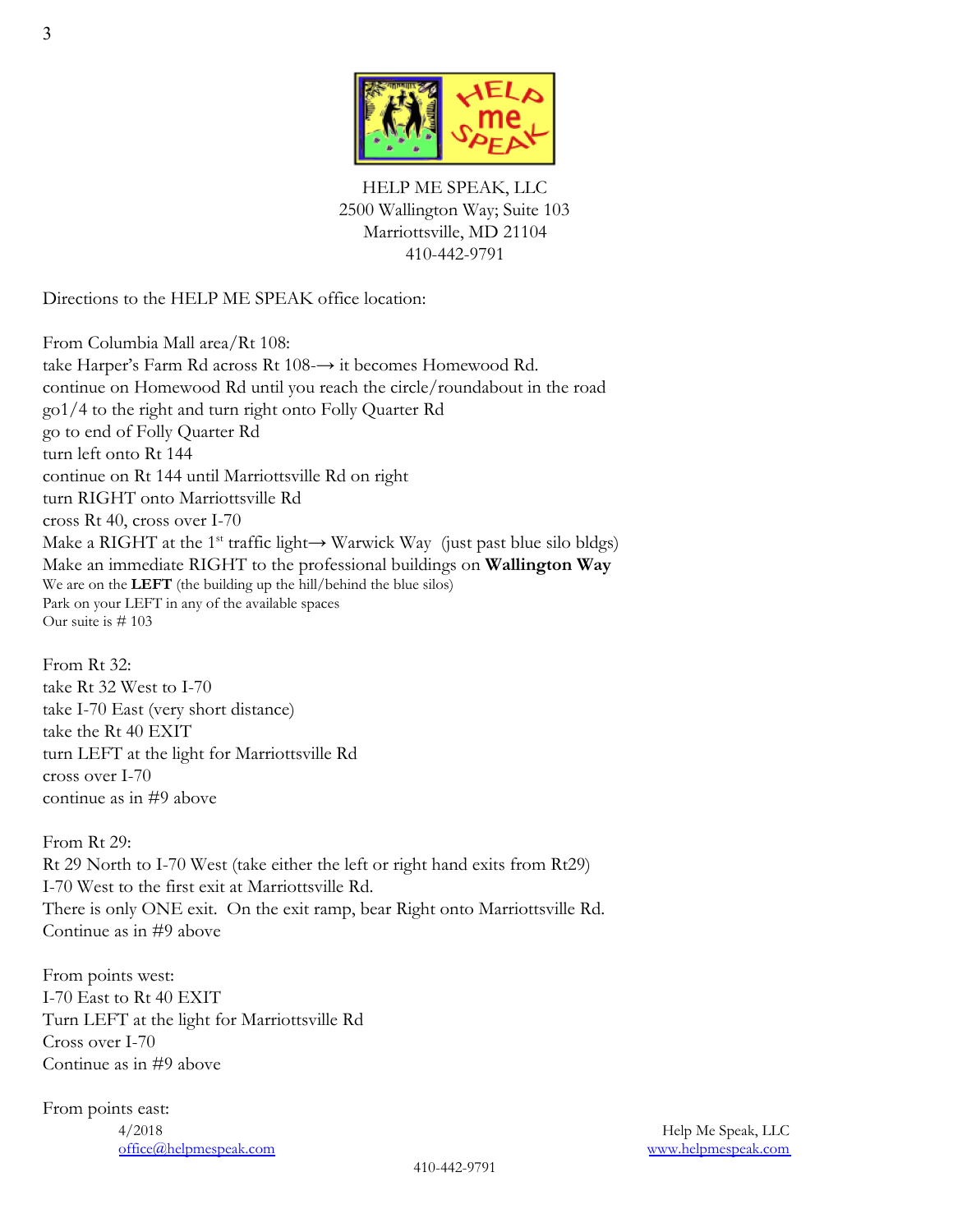HELP ME SPEAK, LLC
2500 Wallington Way; Suite 103
Marriottsville, MD 21104
410-442-9791

Directions to the HELP ME SPEAK office location:

From Columbia Mall area/Rt 108:
take Harper's Farm Rd across Rt 108-→ it becomes Homewood Rd.
continue on Homewood Rd until you reach the circle/roundabout in the road
go1/4 to the right and turn right onto Folly Quarter Rd
go to end of Folly Quarter Rd
turn left onto Rt 144
continue on Rt 144 until Marriottsville Rd on right
turn RIGHT onto Marriottsville Rd
cross Rt 40, cross over I-70
Make a RIGHT at the 1st traffic light→ Warwick Way (just past blue silo bldgs)
Make an immediate RIGHT to the professional buildings on **Wallington Way**
We are on the **LEFT** (the building up the hill/behind the blue silos)
Park on your LEFT in any of the available spaces
Our suite is # 103

From Rt 32:
take Rt 32 West to I-70
take I-70 East (very short distance)
take the Rt 40 EXIT
turn LEFT at the light for Marriottsville Rd
cross over I-70
continue as in #9 above

From Rt 29:
Rt 29 North to I-70 West (take either the left or right hand exits from Rt29)
I-70 West to the first exit at Marriottsville Rd.
There is only ONE exit. On the exit ramp, bear Right onto Marriottsville Rd.
Continue as in #9 above

From points west:
I-70 East to Rt 40 EXIT
Turn LEFT at the light for Marriottsville Rd
Cross over I-70
Continue as in #9 above

From points east: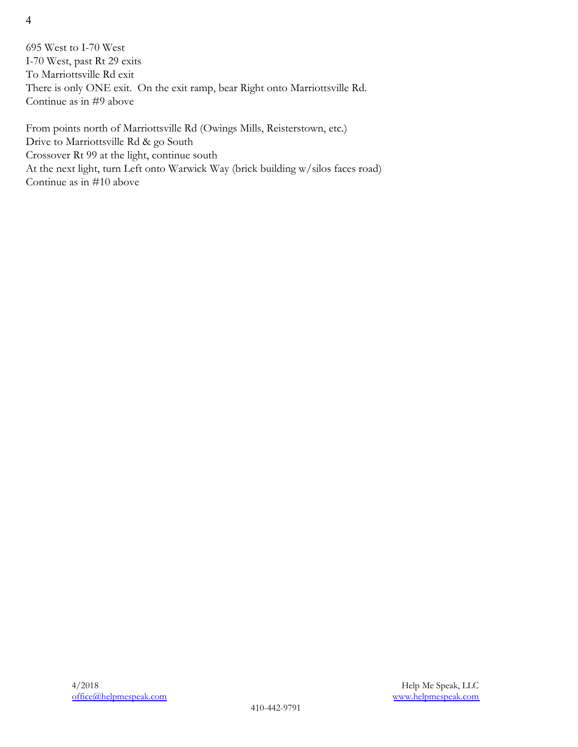695 West to I-70 West
I-70 West, past Rt 29 exits
To Marriottsville Rd exit
There is only ONE exit. On the exit ramp, bear Right onto Marriottsville Rd.
Continue as in #9 above

From points north of Marriottsville Rd (Owings Mills, Reisterstown, etc.)
Drive to Marriottsville Rd & go South
Crossover Rt 99 at the light, continue south
At the next light, turn Left onto Warwick Way (brick building w/silos faces road)
Continue as in #10 above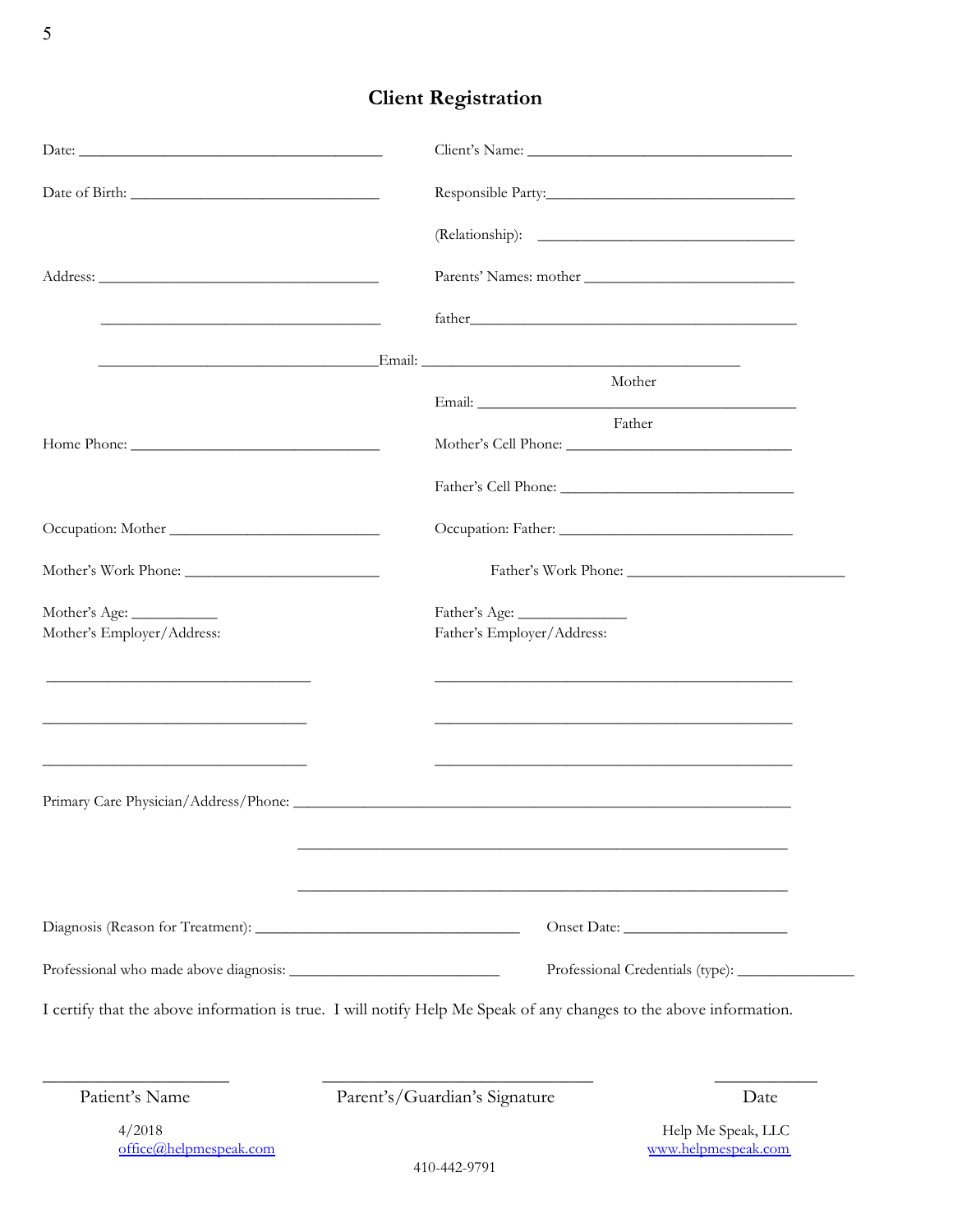# Client Registration

Date: ______________________________________ Client's Name: __________________________________

Date of Birth: _________________________________ Responsible Party:_________________________________

(Relationship): __________________________________

Address: ___________________________________ Parents' Names: mother ___________________________

___________________________________ father_____________________________________________

___________________________________Email: ________________________________________
Mother

Email: __________________________________________
Father

Home Phone: _________________________________ Mother's Cell Phone: ____________________________

Father's Cell Phone: ______________________________

Occupation: Mother __________________________ Occupation: Father: ______________________________

Mother's Work Phone: _________________________ Father's Work Phone: ____________________________

Mother's Age: ___________ Father's Age: ______________

Mother's Employer/Address: Father's Employer/Address:

___________________________________ ______________________________________________

___________________________________ ______________________________________________

___________________________________ ______________________________________________

Primary Care Physician/Address/Phone: ______________________________________________________________

______________________________________________________________

______________________________________________________________

Diagnosis (Reason for Treatment): __________________________________ Onset Date: ____________________

Professional who made above diagnosis: ___________________________ Professional Credentials (type): _______________

I certify that the above information is true. I will notify Help Me Speak of any changes to the above information.

______________________ ______________________________ ____________
Patient's Name Parent's/Guardian's Signature Date

4/2018
office@helpmespeak.com

Help Me Speak, LLC
www.helpmespeak.com

410-442-9791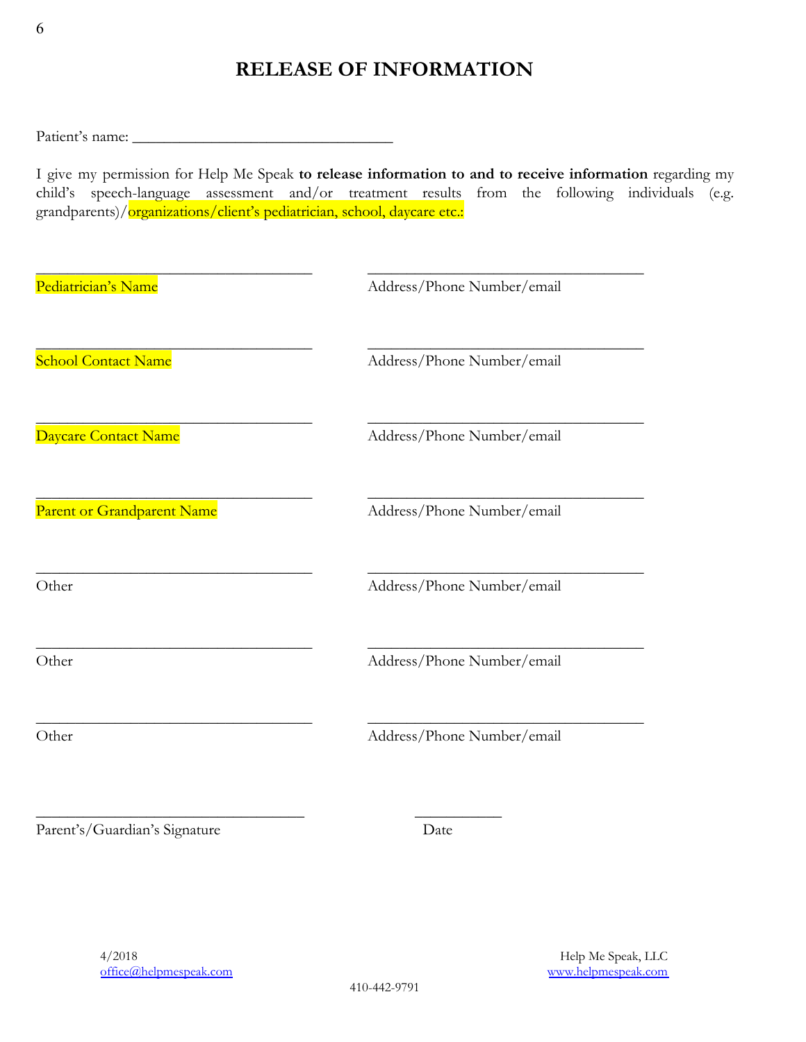# RELEASE OF INFORMATION

Patient's name: ________________________________

I give my permission for Help Me Speak **to release information to and to receive information** regarding my child's speech-language assessment and/or treatment results from the following individuals (e.g. grandparents)/organizations/client's pediatrician, school, daycare etc.:

__________________________________ __________________________________
Pediatrician's Name Address/Phone Number/email

__________________________________ __________________________________
School Contact Name Address/Phone Number/email

__________________________________ __________________________________
Daycare Contact Name Address/Phone Number/email

__________________________________ __________________________________
Parent or Grandparent Name Address/Phone Number/email

__________________________________ __________________________________
Other Address/Phone Number/email

__________________________________ __________________________________
Other Address/Phone Number/email

__________________________________ __________________________________
Other Address/Phone Number/email

_________________________________ __________
Parent's/Guardian's Signature Date

4/2018
office@helpmespeak.com

Help Me Speak, LLC
www.helpmespeak.com

410-442-9791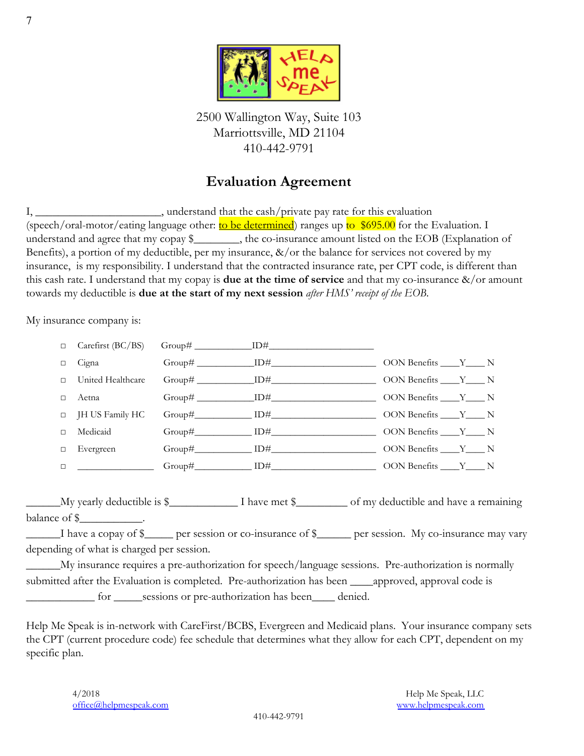2500 Wallington Way, Suite 103
Marriottsville, MD 21104
410-442-9791

## Evaluation Agreement

I, ______________________, understand that the cash/private pay rate for this evaluation (speech/oral-motor/eating language other: to be determined) ranges up to $695.00 for the Evaluation. I understand and agree that my copay $________, the co-insurance amount listed on the EOB (Explanation of Benefits), a portion of my deductible, per my insurance, &/or the balance for services not covered by my insurance, is my responsibility. I understand that the contracted insurance rate, per CPT code, is different than this cash rate. I understand that my copay is **due at the time of service** and that my co-insurance &/or amount towards my deductible is **due at the start of my next session** *after HMS' receipt of the EOB.*

My insurance company is:

| | Insurance | Group# | ID# | OON Benefits |
|---|---|---|---|---|
| ☐ | Carefirst (BC/BS) | Group# ___________ | ID#____________________ | |
| ☐ | Cigna | Group# ___________ | ID#____________________ | OON Benefits ____Y____ N |
| ☐ | United Healthcare | Group# ___________ | ID#____________________ | OON Benefits ____Y____ N |
| ☐ | Aetna | Group# ___________ | ID#____________________ | OON Benefits ____Y____ N |
| ☐ | JH US Family HC | Group#___________ | ID#____________________ | OON Benefits ____Y____ N |
| ☐ | Medicaid | Group#___________ | ID#____________________ | OON Benefits ____Y____ N |
| ☐ | Evergreen | Group#___________ | ID#____________________ | OON Benefits ____Y____ N |
| ☐ | _______________ | Group#___________ | ID#____________________ | OON Benefits ____Y____ N |

______My yearly deductible is $____________ I have met $_________ of my deductible and have a remaining balance of $___________.

______I have a copay of $_____ per session or co-insurance of $______ per session. My co-insurance may vary depending of what is charged per session.

______My insurance requires a pre-authorization for speech/language sessions. Pre-authorization is normally submitted after the Evaluation is completed. Pre-authorization has been ____approved, approval code is ____________ for _____sessions or pre-authorization has been____ denied.

Help Me Speak is in-network with CareFirst/BCBS, Evergreen and Medicaid plans. Your insurance company sets the CPT (current procedure code) fee schedule that determines what they allow for each CPT, dependent on my specific plan.

4/2018
office@helpmespeak.com

Help Me Speak, LLC
www.helpmespeak.com

410-442-9791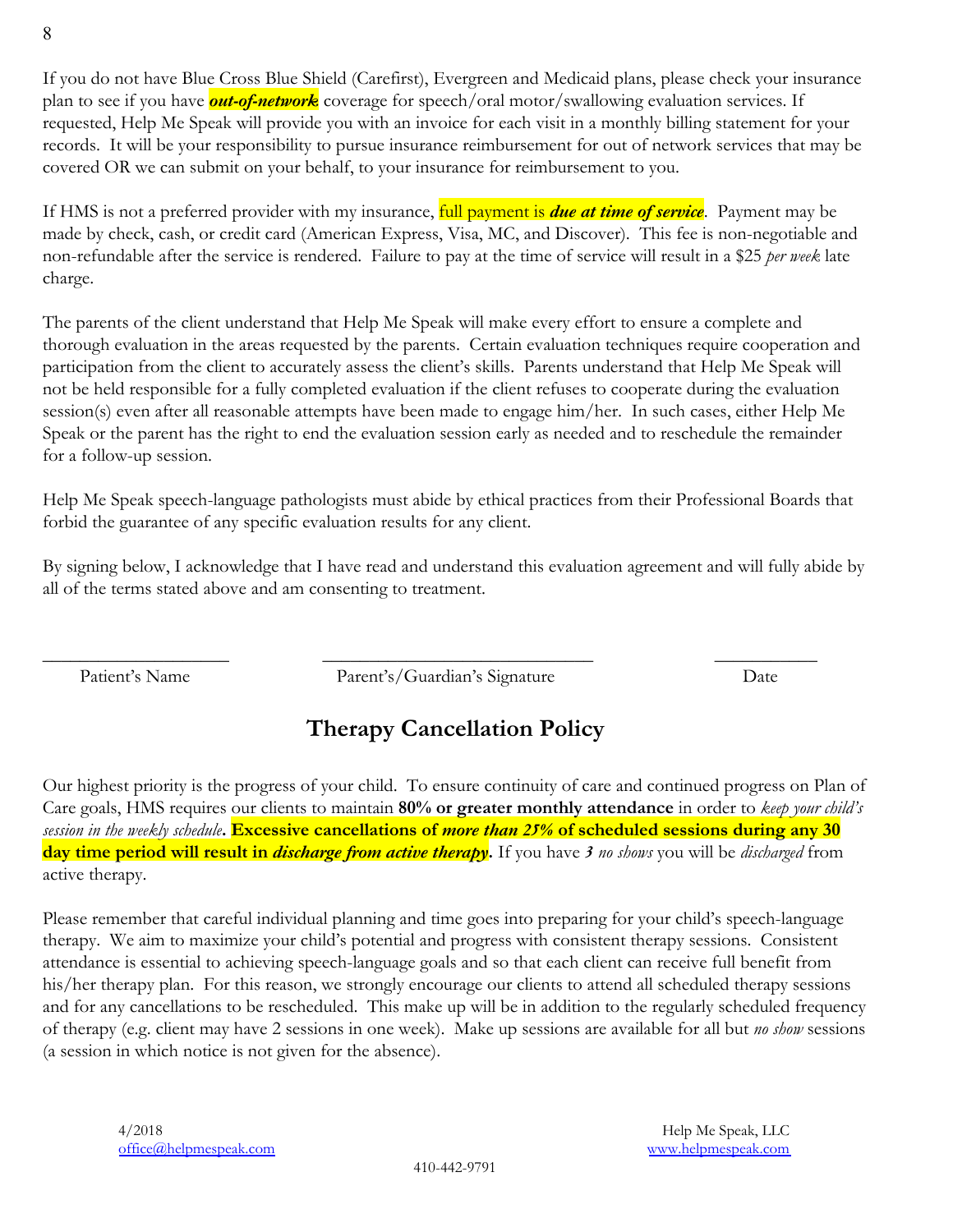If you do not have Blue Cross Blue Shield (Carefirst), Evergreen and Medicaid plans, please check your insurance plan to see if you have ***out-of-network*** coverage for speech/oral motor/swallowing evaluation services. If requested, Help Me Speak will provide you with an invoice for each visit in a monthly billing statement for your records. It will be your responsibility to pursue insurance reimbursement for out of network services that may be covered OR we can submit on your behalf, to your insurance for reimbursement to you.

If HMS is not a preferred provider with my insurance, full payment is ***due at time of service***. Payment may be made by check, cash, or credit card (American Express, Visa, MC, and Discover). This fee is non-negotiable and non-refundable after the service is rendered. Failure to pay at the time of service will result in a $25 *per week* late charge.

The parents of the client understand that Help Me Speak will make every effort to ensure a complete and thorough evaluation in the areas requested by the parents. Certain evaluation techniques require cooperation and participation from the client to accurately assess the client's skills. Parents understand that Help Me Speak will not be held responsible for a fully completed evaluation if the client refuses to cooperate during the evaluation session(s) even after all reasonable attempts have been made to engage him/her. In such cases, either Help Me Speak or the parent has the right to end the evaluation session early as needed and to reschedule the remainder for a follow-up session.

Help Me Speak speech-language pathologists must abide by ethical practices from their Professional Boards that forbid the guarantee of any specific evaluation results for any client.

By signing below, I acknowledge that I have read and understand this evaluation agreement and will fully abide by all of the terms stated above and am consenting to treatment.

\_\_\_\_\_\_\_\_\_\_\_\_\_\_\_\_\_\_\_\_ \_\_\_\_\_\_\_\_\_\_\_\_\_\_\_\_\_\_\_\_\_\_\_\_\_\_\_\_\_\_ \_\_\_\_\_\_\_\_\_\_\_

Patient's Name Parent's/Guardian's Signature Date

# Therapy Cancellation Policy

Our highest priority is the progress of your child. To ensure continuity of care and continued progress on Plan of Care goals, HMS requires our clients to maintain **80% or greater monthly attendance** in order to *keep your child's session in the weekly schedule*. **Excessive cancellations of *more than 25%* of scheduled sessions during any 30 day time period will result in *discharge from active therapy*.** If you have ***3*** *no shows* you will be *discharged* from active therapy.

Please remember that careful individual planning and time goes into preparing for your child's speech-language therapy. We aim to maximize your child's potential and progress with consistent therapy sessions. Consistent attendance is essential to achieving speech-language goals and so that each client can receive full benefit from his/her therapy plan. For this reason, we strongly encourage our clients to attend all scheduled therapy sessions and for any cancellations to be rescheduled. This make up will be in addition to the regularly scheduled frequency of therapy (e.g. client may have 2 sessions in one week). Make up sessions are available for all but *no show* sessions (a session in which notice is not given for the absence).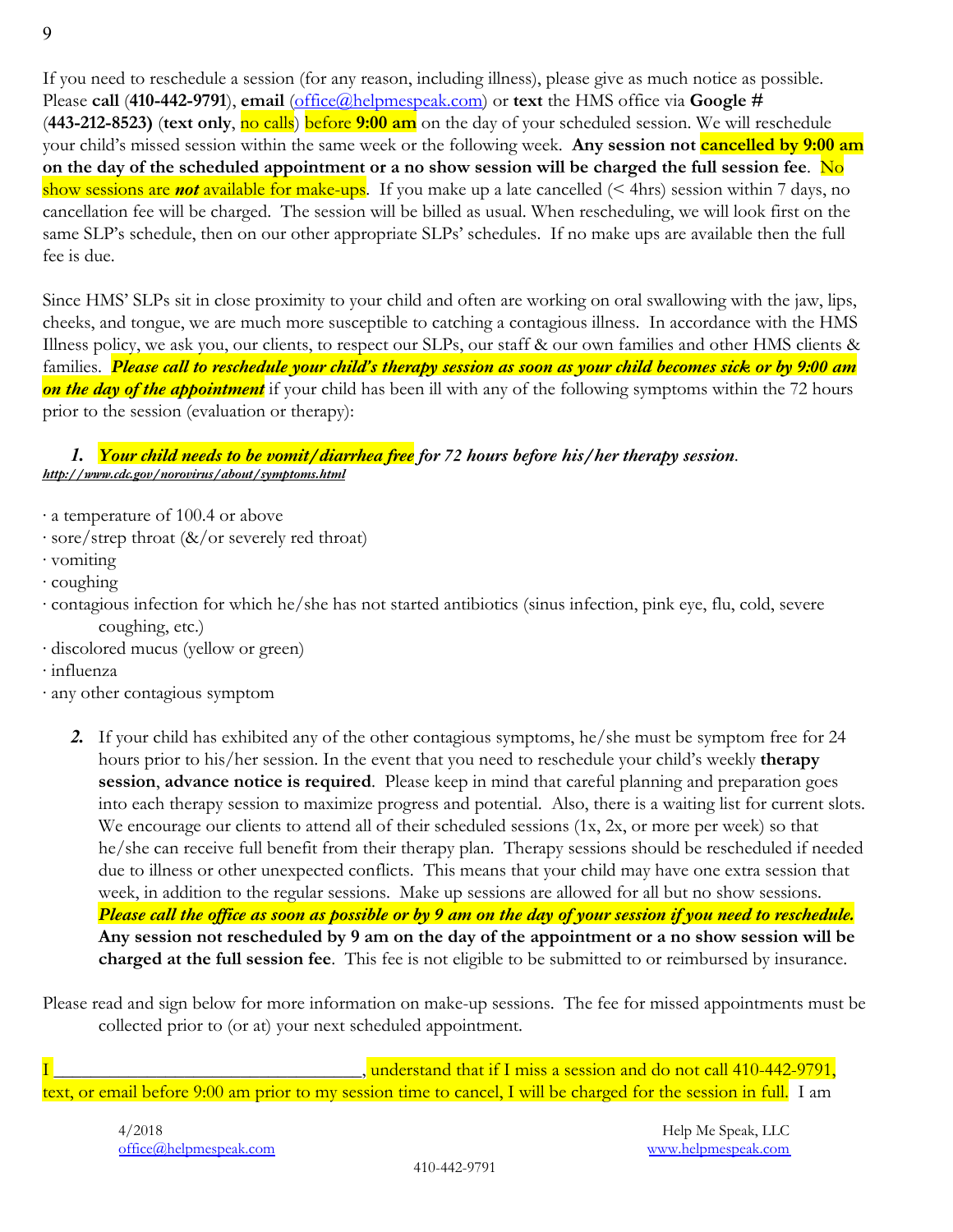If you need to reschedule a session (for any reason, including illness), please give as much notice as possible. Please **call** (**410-442-9791**), **email** (office@helpmespeak.com) or **text** the HMS office via **Google #** (**443-212-8523)** (**text only**, no calls) before **9:00 am** on the day of your scheduled session. We will reschedule your child's missed session within the same week or the following week. **Any session not cancelled by 9:00 am on the day of the scheduled appointment or a no show session will be charged the full session fee**. No show sessions are ***not*** available for make-ups. If you make up a late cancelled (< 4hrs) session within 7 days, no cancellation fee will be charged. The session will be billed as usual. When rescheduling, we will look first on the same SLP's schedule, then on our other appropriate SLPs' schedules. If no make ups are available then the full fee is due.

Since HMS' SLPs sit in close proximity to your child and often are working on oral swallowing with the jaw, lips, cheeks, and tongue, we are much more susceptible to catching a contagious illness. In accordance with the HMS Illness policy, we ask you, our clients, to respect our SLPs, our staff & our own families and other HMS clients & families. ***Please call to reschedule your child's therapy session as soon as your child becomes sick or by 9:00 am on the day of the appointment*** if your child has been ill with any of the following symptoms within the 72 hours prior to the session (evaluation or therapy):

1. ***Your child needs to be vomit/diarrhea free for 72 hours before his/her therapy session.***
***http://www.cdc.gov/norovirus/about/symptoms.html***

· a temperature of 100.4 or above
· sore/strep throat (&/or severely red throat)
· vomiting
· coughing
· contagious infection for which he/she has not started antibiotics (sinus infection, pink eye, flu, cold, severe coughing, etc.)
· discolored mucus (yellow or green)
· influenza
· any other contagious symptom

2. If your child has exhibited any of the other contagious symptoms, he/she must be symptom free for 24 hours prior to his/her session. In the event that you need to reschedule your child's weekly **therapy session**, **advance notice is required**. Please keep in mind that careful planning and preparation goes into each therapy session to maximize progress and potential. Also, there is a waiting list for current slots. We encourage our clients to attend all of their scheduled sessions (1x, 2x, or more per week) so that he/she can receive full benefit from their therapy plan. Therapy sessions should be rescheduled if needed due to illness or other unexpected conflicts. This means that your child may have one extra session that week, in addition to the regular sessions. Make up sessions are allowed for all but no show sessions. ***Please call the office as soon as possible or by 9 am on the day of your session if you need to reschedule.*** **Any session not rescheduled by 9 am on the day of the appointment or a no show session will be charged at the full session fee**. This fee is not eligible to be submitted to or reimbursed by insurance.

Please read and sign below for more information on make-up sessions. The fee for missed appointments must be collected prior to (or at) your next scheduled appointment.

I \_\_\_\_\_\_\_\_\_\_\_\_\_\_\_\_\_\_\_\_\_\_\_\_\_\_\_\_\_\_\_\_\_\_, understand that if I miss a session and do not call 410-442-9791, text, or email before 9:00 am prior to my session time to cancel, I will be charged for the session in full. I am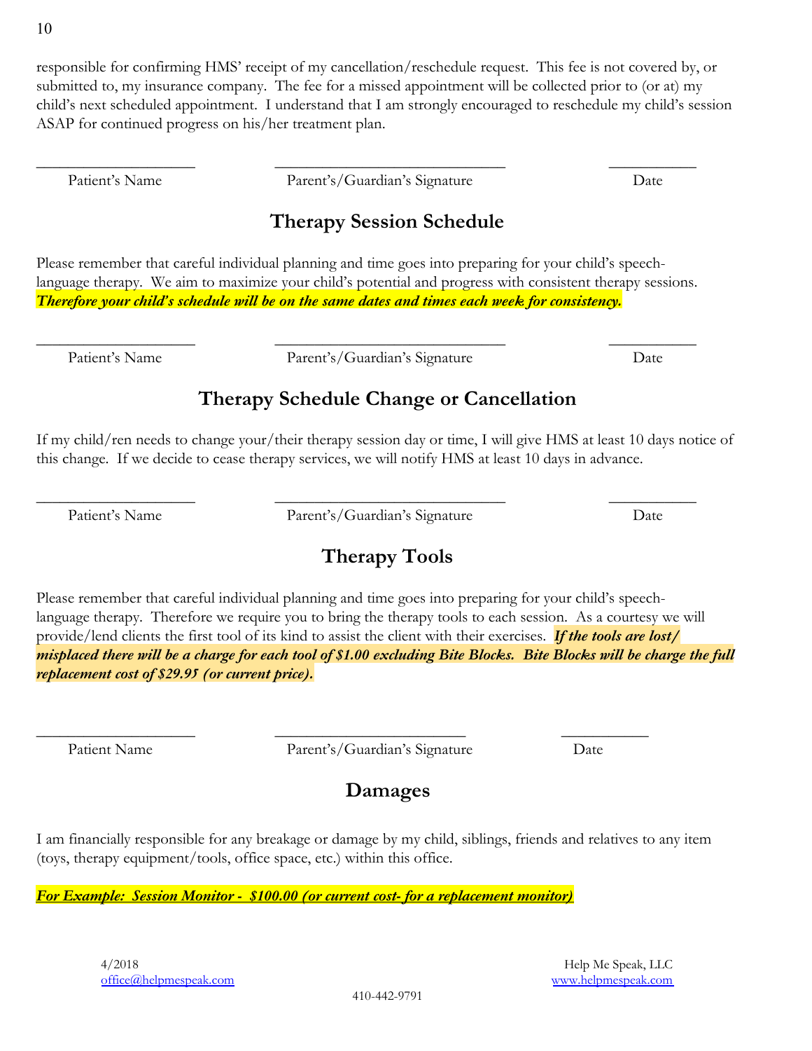responsible for confirming HMS' receipt of my cancellation/reschedule request. This fee is not covered by, or submitted to, my insurance company. The fee for a missed appointment will be collected prior to (or at) my child's next scheduled appointment. I understand that I am strongly encouraged to reschedule my child's session ASAP for continued progress on his/her treatment plan.

| ____________________ | ____________________________ | __________ |
|---|---|---|
| Patient's Name | Parent's/Guardian's Signature | Date |

## Therapy Session Schedule

Please remember that careful individual planning and time goes into preparing for your child's speech-language therapy. We aim to maximize your child's potential and progress with consistent therapy sessions. ***Therefore your child's schedule will be on the same dates and times each week for consistency.***

| ____________________ | ____________________________ | __________ |
|---|---|---|
| Patient's Name | Parent's/Guardian's Signature | Date |

## Therapy Schedule Change or Cancellation

If my child/ren needs to change your/their therapy session day or time, I will give HMS at least 10 days notice of this change. If we decide to cease therapy services, we will notify HMS at least 10 days in advance.

| ____________________ | ____________________________ | __________ |
|---|---|---|
| Patient's Name | Parent's/Guardian's Signature | Date |

## Therapy Tools

Please remember that careful individual planning and time goes into preparing for your child's speech-language therapy. Therefore we require you to bring the therapy tools to each session. As a courtesy we will provide/lend clients the first tool of its kind to assist the client with their exercises. ***If the tools are lost/misplaced there will be a charge for each tool of $1.00 excluding Bite Blocks. Bite Blocks will be charge the full replacement cost of $29.95 (or current price).***

| ____________________ | ____________________________ | __________ |
|---|---|---|
| Patient Name | Parent's/Guardian's Signature | Date |

## Damages

I am financially responsible for any breakage or damage by my child, siblings, friends and relatives to any item (toys, therapy equipment/tools, office space, etc.) within this office.

***<u>For Example: Session Monitor - $100.00 (or current cost- for a replacement monitor)</u>***

4/2018
office@helpmespeak.com

Help Me Speak, LLC
www.helpmespeak.com

410-442-9791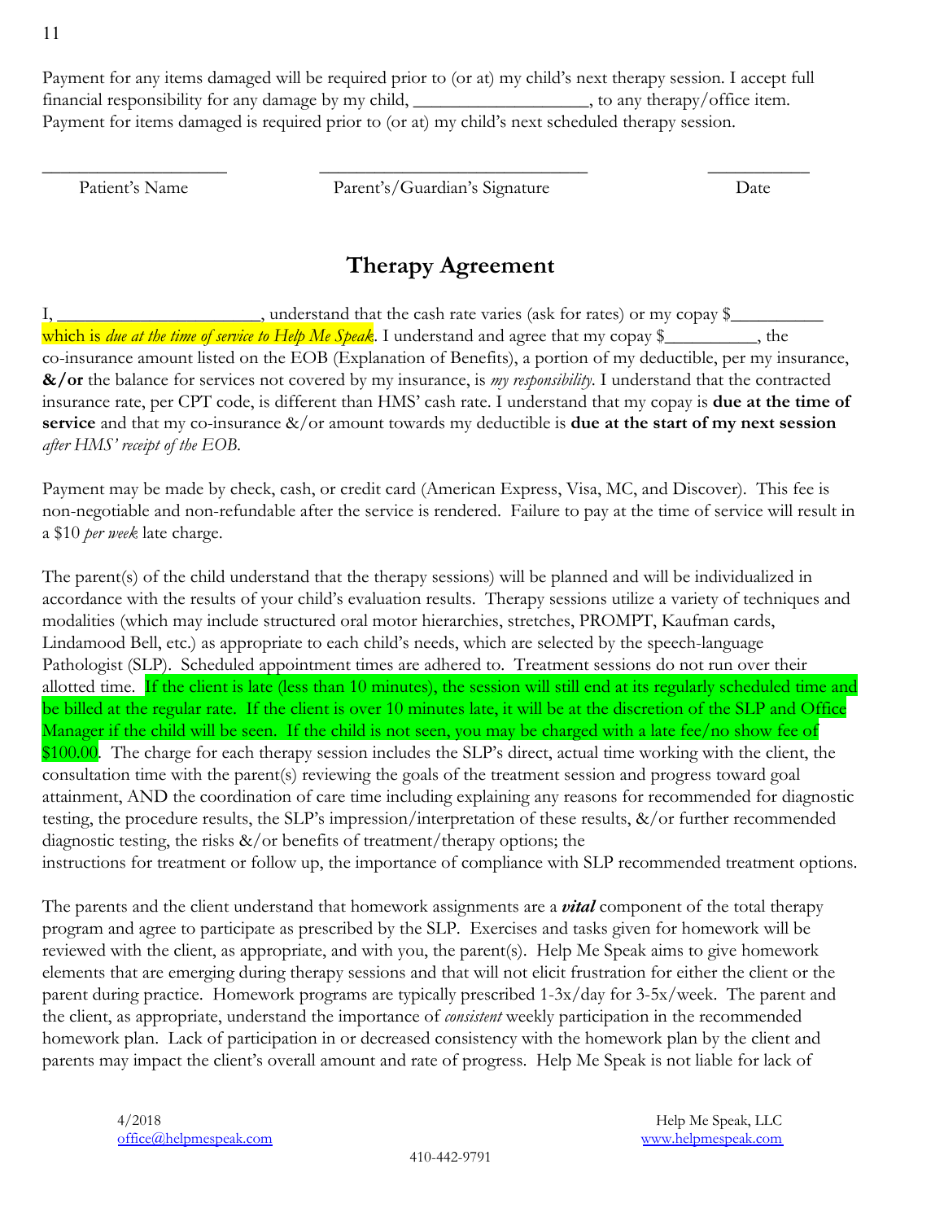Payment for any items damaged will be required prior to (or at) my child's next therapy session. I accept full financial responsibility for any damage by my child, ___________________, to any therapy/office item. Payment for items damaged is required prior to (or at) my child's next scheduled therapy session.

| ____________________ | ______________________________ | ___________ |
|---|---|---|
| Patient's Name | Parent's/Guardian's Signature | Date |

## Therapy Agreement

I, ______________________, understand that the cash rate varies (ask for rates) or my copay $__________ which is *due at the time of service to Help Me Speak*. I understand and agree that my copay $__________, the co-insurance amount listed on the EOB (Explanation of Benefits), a portion of my deductible, per my insurance, **&/or** the balance for services not covered by my insurance, is *my responsibility*. I understand that the contracted insurance rate, per CPT code, is different than HMS' cash rate. I understand that my copay is **due at the time of service** and that my co-insurance &/or amount towards my deductible is **due at the start of my next session** *after HMS' receipt of the EOB.*

Payment may be made by check, cash, or credit card (American Express, Visa, MC, and Discover). This fee is non-negotiable and non-refundable after the service is rendered. Failure to pay at the time of service will result in a $10 *per week* late charge.

The parent(s) of the child understand that the therapy sessions) will be planned and will be individualized in accordance with the results of your child's evaluation results. Therapy sessions utilize a variety of techniques and modalities (which may include structured oral motor hierarchies, stretches, PROMPT, Kaufman cards, Lindamood Bell, etc.) as appropriate to each child's needs, which are selected by the speech-language Pathologist (SLP). Scheduled appointment times are adhered to. Treatment sessions do not run over their allotted time. If the client is late (less than 10 minutes), the session will still end at its regularly scheduled time and be billed at the regular rate. If the client is over 10 minutes late, it will be at the discretion of the SLP and Office Manager if the child will be seen. If the child is not seen, you may be charged with a late fee/no show fee of $100.00. The charge for each therapy session includes the SLP's direct, actual time working with the client, the consultation time with the parent(s) reviewing the goals of the treatment session and progress toward goal attainment, AND the coordination of care time including explaining any reasons for recommended for diagnostic testing, the procedure results, the SLP's impression/interpretation of these results, &/or further recommended diagnostic testing, the risks &/or benefits of treatment/therapy options; the instructions for treatment or follow up, the importance of compliance with SLP recommended treatment options.

The parents and the client understand that homework assignments are a ***vital*** component of the total therapy program and agree to participate as prescribed by the SLP. Exercises and tasks given for homework will be reviewed with the client, as appropriate, and with you, the parent(s). Help Me Speak aims to give homework elements that are emerging during therapy sessions and that will not elicit frustration for either the client or the parent during practice. Homework programs are typically prescribed 1-3x/day for 3-5x/week. The parent and the client, as appropriate, understand the importance of *consistent* weekly participation in the recommended homework plan. Lack of participation in or decreased consistency with the homework plan by the client and parents may impact the client's overall amount and rate of progress. Help Me Speak is not liable for lack of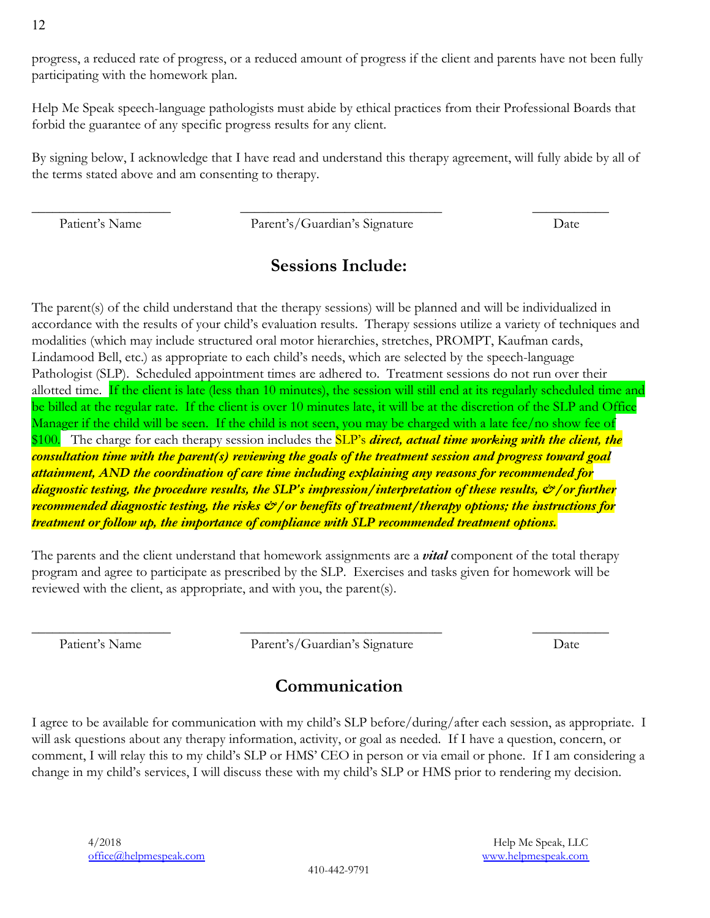progress, a reduced rate of progress, or a reduced amount of progress if the client and parents have not been fully participating with the homework plan.

Help Me Speak speech-language pathologists must abide by ethical practices from their Professional Boards that forbid the guarantee of any specific progress results for any client.

By signing below, I acknowledge that I have read and understand this therapy agreement, will fully abide by all of the terms stated above and am consenting to therapy.

| ____________________ | ____________________________ | __________ |
|---|---|---|
| Patient's Name | Parent's/Guardian's Signature | Date |

## Sessions Include:

The parent(s) of the child understand that the therapy sessions) will be planned and will be individualized in accordance with the results of your child's evaluation results. Therapy sessions utilize a variety of techniques and modalities (which may include structured oral motor hierarchies, stretches, PROMPT, Kaufman cards, Lindamood Bell, etc.) as appropriate to each child's needs, which are selected by the speech-language Pathologist (SLP). Scheduled appointment times are adhered to. Treatment sessions do not run over their allotted time. If the client is late (less than 10 minutes), the session will still end at its regularly scheduled time and be billed at the regular rate. If the client is over 10 minutes late, it will be at the discretion of the SLP and Office Manager if the child will be seen. If the child is not seen, you may be charged with a late fee/no show fee of $100. The charge for each therapy session includes the SLP's ***direct, actual time working with the client, the consultation time with the parent(s) reviewing the goals of the treatment session and progress toward goal attainment, AND the coordination of care time including explaining any reasons for recommended for diagnostic testing, the procedure results, the SLP's impression/interpretation of these results, &/or further recommended diagnostic testing, the risks &/or benefits of treatment/therapy options; the instructions for treatment or follow up, the importance of compliance with SLP recommended treatment options.***

The parents and the client understand that homework assignments are a ***vital*** component of the total therapy program and agree to participate as prescribed by the SLP. Exercises and tasks given for homework will be reviewed with the client, as appropriate, and with you, the parent(s).

| ____________________ | ____________________________ | __________ |
|---|---|---|
| Patient's Name | Parent's/Guardian's Signature | Date |

## Communication

I agree to be available for communication with my child's SLP before/during/after each session, as appropriate. I will ask questions about any therapy information, activity, or goal as needed. If I have a question, concern, or comment, I will relay this to my child's SLP or HMS' CEO in person or via email or phone. If I am considering a change in my child's services, I will discuss these with my child's SLP or HMS prior to rendering my decision.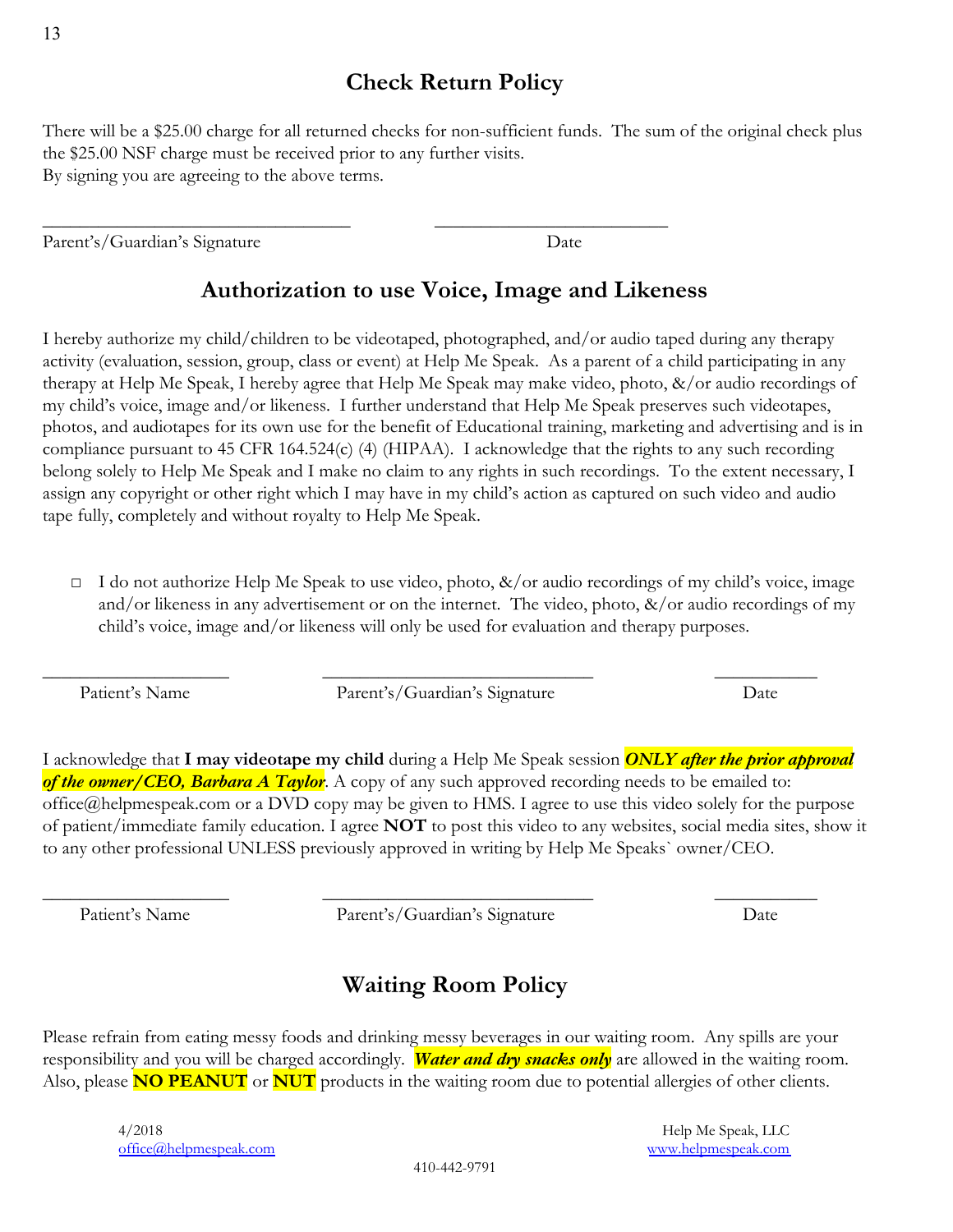## Check Return Policy

There will be a $25.00 charge for all returned checks for non-sufficient funds. The sum of the original check plus the $25.00 NSF charge must be received prior to any further visits.
By signing you are agreeing to the above terms.

_________________________________ _________________________

Parent's/Guardian's Signature Date

## Authorization to use Voice, Image and Likeness

I hereby authorize my child/children to be videotaped, photographed, and/or audio taped during any therapy activity (evaluation, session, group, class or event) at Help Me Speak. As a parent of a child participating in any therapy at Help Me Speak, I hereby agree that Help Me Speak may make video, photo, &/or audio recordings of my child's voice, image and/or likeness. I further understand that Help Me Speak preserves such videotapes, photos, and audiotapes for its own use for the benefit of Educational training, marketing and advertising and is in compliance pursuant to 45 CFR 164.524(c) (4) (HIPAA). I acknowledge that the rights to any such recording belong solely to Help Me Speak and I make no claim to any rights in such recordings. To the extent necessary, I assign any copyright or other right which I may have in my child's action as captured on such video and audio tape fully, completely and without royalty to Help Me Speak.

- ☐ I do not authorize Help Me Speak to use video, photo, &/or audio recordings of my child's voice, image and/or likeness in any advertisement or on the internet. The video, photo, &/or audio recordings of my child's voice, image and/or likeness will only be used for evaluation and therapy purposes.

____________________ _____________________________ ___________

Patient's Name Parent's/Guardian's Signature Date

I acknowledge that **I may videotape my child** during a Help Me Speak session ***ONLY after the prior approval of the owner/CEO, Barbara A Taylor***. A copy of any such approved recording needs to be emailed to: office@helpmespeak.com or a DVD copy may be given to HMS. I agree to use this video solely for the purpose of patient/immediate family education. I agree **NOT** to post this video to any websites, social media sites, show it to any other professional UNLESS previously approved in writing by Help Me Speaks` owner/CEO.

____________________ _____________________________ ___________

Patient's Name Parent's/Guardian's Signature Date

## Waiting Room Policy

Please refrain from eating messy foods and drinking messy beverages in our waiting room. Any spills are your responsibility and you will be charged accordingly. ***Water and dry snacks only*** are allowed in the waiting room. Also, please **NO PEANUT** or **NUT** products in the waiting room due to potential allergies of other clients.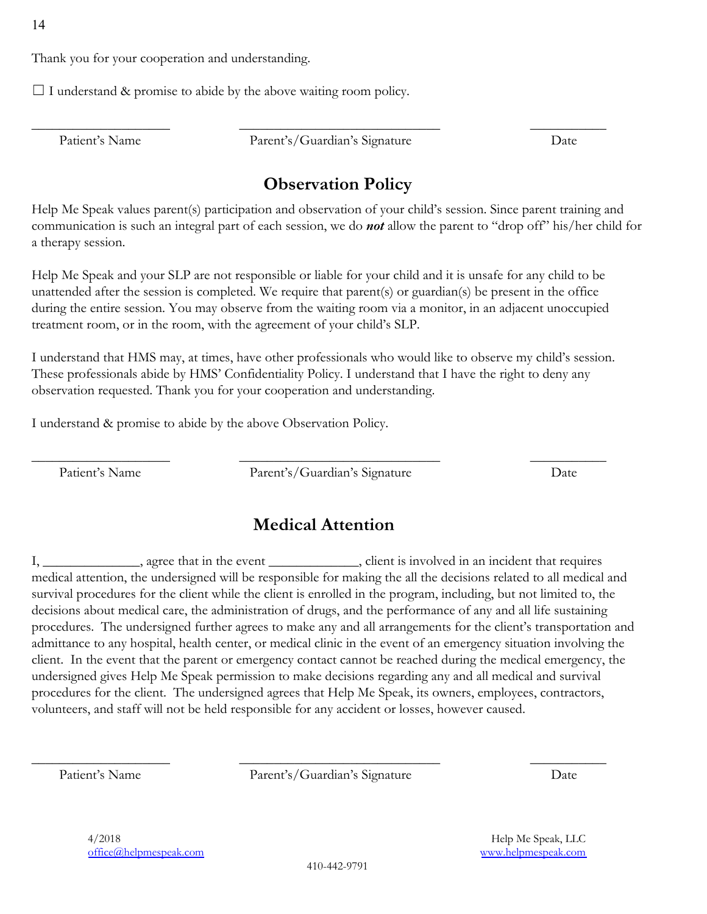Thank you for your cooperation and understanding.

☐ I understand & promise to abide by the above waiting room policy.

| ____________________ | ______________________________ | ___________ |
|---|---|---|
| Patient's Name | Parent's/Guardian's Signature | Date |

## Observation Policy

Help Me Speak values parent(s) participation and observation of your child's session. Since parent training and communication is such an integral part of each session, we do ***not*** allow the parent to "drop off" his/her child for a therapy session.

Help Me Speak and your SLP are not responsible or liable for your child and it is unsafe for any child to be unattended after the session is completed. We require that parent(s) or guardian(s) be present in the office during the entire session. You may observe from the waiting room via a monitor, in an adjacent unoccupied treatment room, or in the room, with the agreement of your child's SLP.

I understand that HMS may, at times, have other professionals who would like to observe my child's session. These professionals abide by HMS' Confidentiality Policy. I understand that I have the right to deny any observation requested. Thank you for your cooperation and understanding.

I understand & promise to abide by the above Observation Policy.

| ____________________ | ______________________________ | ___________ |
|---|---|---|
| Patient's Name | Parent's/Guardian's Signature | Date |

## Medical Attention

I, ______________, agree that in the event _____________, client is involved in an incident that requires medical attention, the undersigned will be responsible for making the all the decisions related to all medical and survival procedures for the client while the client is enrolled in the program, including, but not limited to, the decisions about medical care, the administration of drugs, and the performance of any and all life sustaining procedures. The undersigned further agrees to make any and all arrangements for the client's transportation and admittance to any hospital, health center, or medical clinic in the event of an emergency situation involving the client. In the event that the parent or emergency contact cannot be reached during the medical emergency, the undersigned gives Help Me Speak permission to make decisions regarding any and all medical and survival procedures for the client. The undersigned agrees that Help Me Speak, its owners, employees, contractors, volunteers, and staff will not be held responsible for any accident or losses, however caused.

| ____________________ | ______________________________ | ___________ |
|---|---|---|
| Patient's Name | Parent's/Guardian's Signature | Date |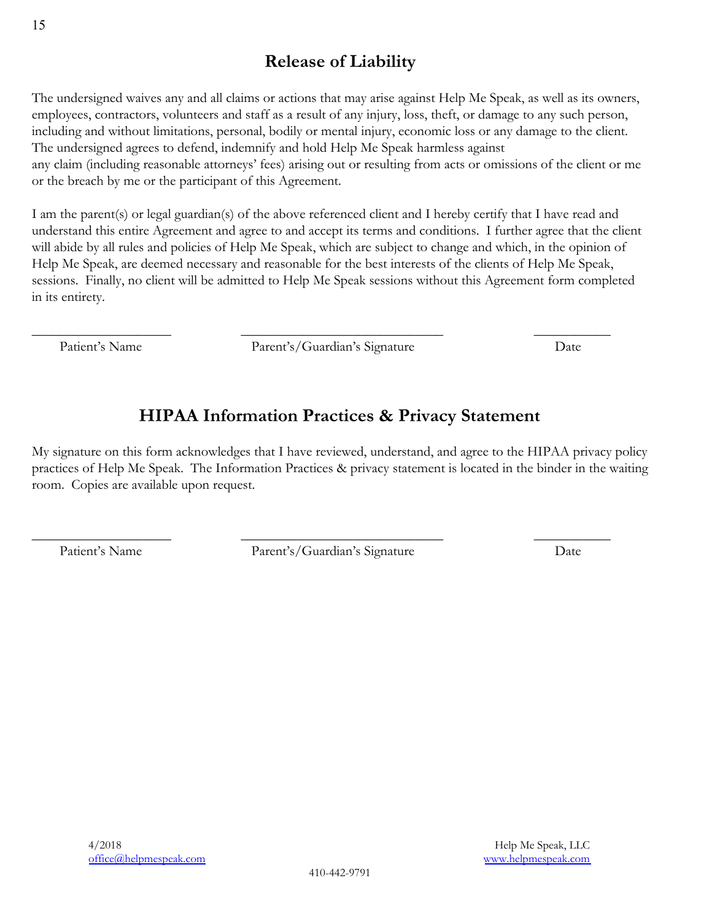## Release of Liability

The undersigned waives any and all claims or actions that may arise against Help Me Speak, as well as its owners, employees, contractors, volunteers and staff as a result of any injury, loss, theft, or damage to any such person, including and without limitations, personal, bodily or mental injury, economic loss or any damage to the client. The undersigned agrees to defend, indemnify and hold Help Me Speak harmless against any claim (including reasonable attorneys' fees) arising out or resulting from acts or omissions of the client or me or the breach by me or the participant of this Agreement.

I am the parent(s) or legal guardian(s) of the above referenced client and I hereby certify that I have read and understand this entire Agreement and agree to and accept its terms and conditions. I further agree that the client will abide by all rules and policies of Help Me Speak, which are subject to change and which, in the opinion of Help Me Speak, are deemed necessary and reasonable for the best interests of the clients of Help Me Speak, sessions. Finally, no client will be admitted to Help Me Speak sessions without this Agreement form completed in its entirety.

____________________ ______________________________ ___________

Patient's Name Parent's/Guardian's Signature Date

## HIPAA Information Practices & Privacy Statement

My signature on this form acknowledges that I have reviewed, understand, and agree to the HIPAA privacy policy practices of Help Me Speak. The Information Practices & privacy statement is located in the binder in the waiting room. Copies are available upon request.

____________________ ______________________________ ___________

Patient's Name Parent's/Guardian's Signature Date

4/2018
office@helpmespeak.com

Help Me Speak, LLC
www.helpmespeak.com

410-442-9791